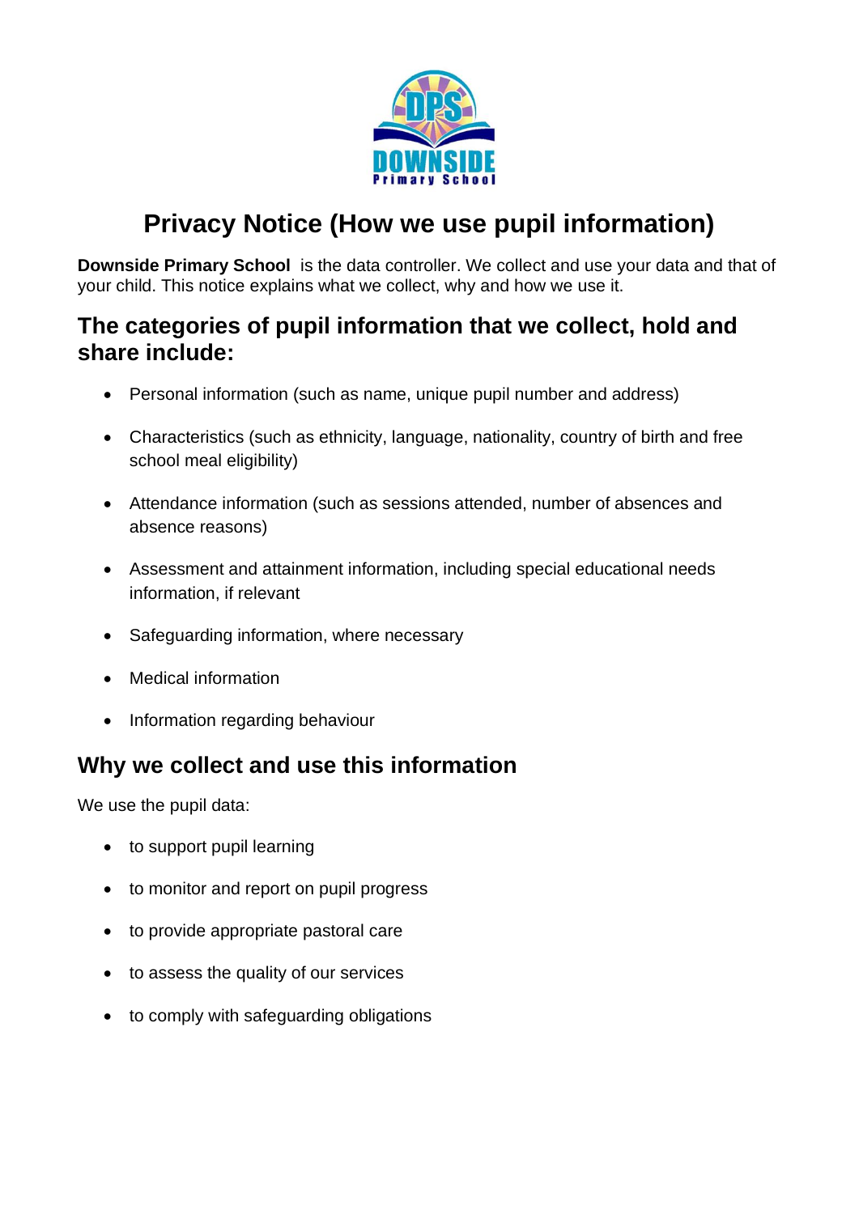# Privacy Notice (How we use pupil information)

**Downside Primary School** is the data controller. We collect and use your data and that of your child. This notice explains what we collect, why and how we use it.

## The categories of pupil information that we collect, hold and share include:

- Personal information (such as name, unique pupil number and address)
- Characteristics (such as ethnicity, language, nationality, country of birth and free school meal eligibility)
- Attendance information (such as sessions attended, number of absences and absence reasons)
- Assessment and attainment information, including special educational needs information, if relevant
- Safeguarding information, where necessary
- Medical information
- Information regarding behaviour

## Why we collect and use this information

We use the pupil data:

- to support pupil learning
- to monitor and report on pupil progress
- to provide appropriate pastoral care
- to assess the quality of our services
- to comply with safeguarding obligations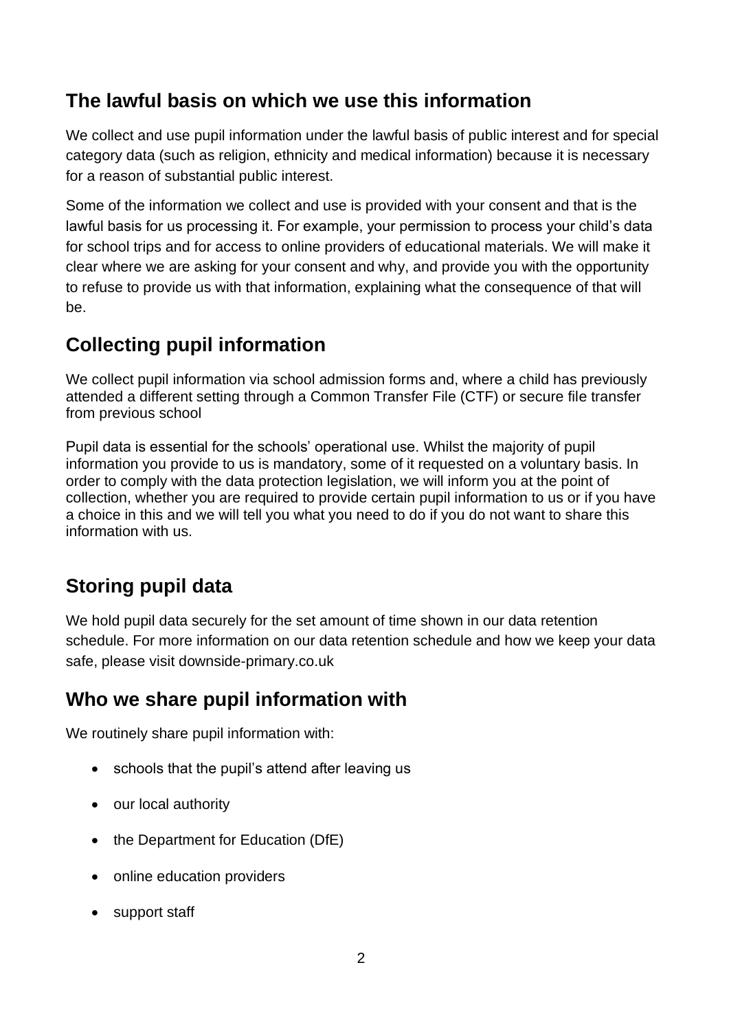## The lawful basis on which we use this information

We collect and use pupil information under the lawful basis of public interest and for special category data (such as religion, ethnicity and medical information) because it is necessary for a reason of substantial public interest.

Some of the information we collect and use is provided with your consent and that is the lawful basis for us processing it. For example, your permission to process your child's data for school trips and for access to online providers of educational materials. We will make it clear where we are asking for your consent and why, and provide you with the opportunity to refuse to provide us with that information, explaining what the consequence of that will be.

## Collecting pupil information

We collect pupil information via school admission forms and, where a child has previously attended a different setting through a Common Transfer File (CTF) or secure file transfer from previous school

Pupil data is essential for the schools' operational use. Whilst the majority of pupil information you provide to us is mandatory, some of it requested on a voluntary basis. In order to comply with the data protection legislation, we will inform you at the point of collection, whether you are required to provide certain pupil information to us or if you have a choice in this and we will tell you what you need to do if you do not want to share this information with us.

## Storing pupil data

We hold pupil data securely for the set amount of time shown in our data retention schedule. For more information on our data retention schedule and how we keep your data safe, please visit downside-primary.co.uk

## Who we share pupil information with

We routinely share pupil information with:

- schools that the pupil's attend after leaving us
- our local authority
- the Department for Education (DfE)
- online education providers
- support staff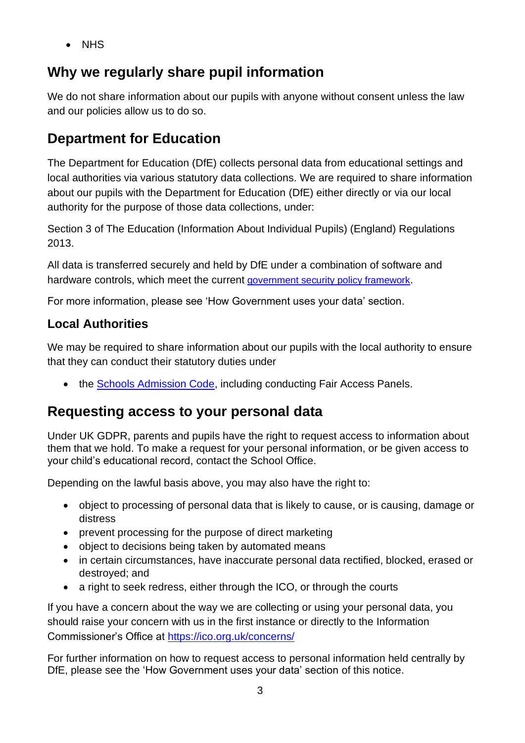- NHS

## Why we regularly share pupil information

We do not share information about our pupils with anyone without consent unless the law and our policies allow us to do so.

## Department for Education

The Department for Education (DfE) collects personal data from educational settings and local authorities via various statutory data collections. We are required to share information about our pupils with the Department for Education (DfE) either directly or via our local authority for the purpose of those data collections, under:

Section 3 of The Education (Information About Individual Pupils) (England) Regulations 2013.

All data is transferred securely and held by DfE under a combination of software and hardware controls, which meet the current [government security policy framework](government security policy framework).

For more information, please see 'How Government uses your data' section.

### Local Authorities

We may be required to share information about our pupils with the local authority to ensure that they can conduct their statutory duties under

- the [Schools Admission Code](Schools Admission Code), including conducting Fair Access Panels.

## Requesting access to your personal data

Under UK GDPR, parents and pupils have the right to request access to information about them that we hold. To make a request for your personal information, or be given access to your child's educational record, contact the School Office.

Depending on the lawful basis above, you may also have the right to:

- object to processing of personal data that is likely to cause, or is causing, damage or distress
- prevent processing for the purpose of direct marketing
- object to decisions being taken by automated means
- in certain circumstances, have inaccurate personal data rectified, blocked, erased or destroyed; and
- a right to seek redress, either through the ICO, or through the courts

If you have a concern about the way we are collecting or using your personal data, you should raise your concern with us in the first instance or directly to the Information Commissioner's Office at https://ico.org.uk/concerns/

For further information on how to request access to personal information held centrally by DfE, please see the 'How Government uses your data' section of this notice.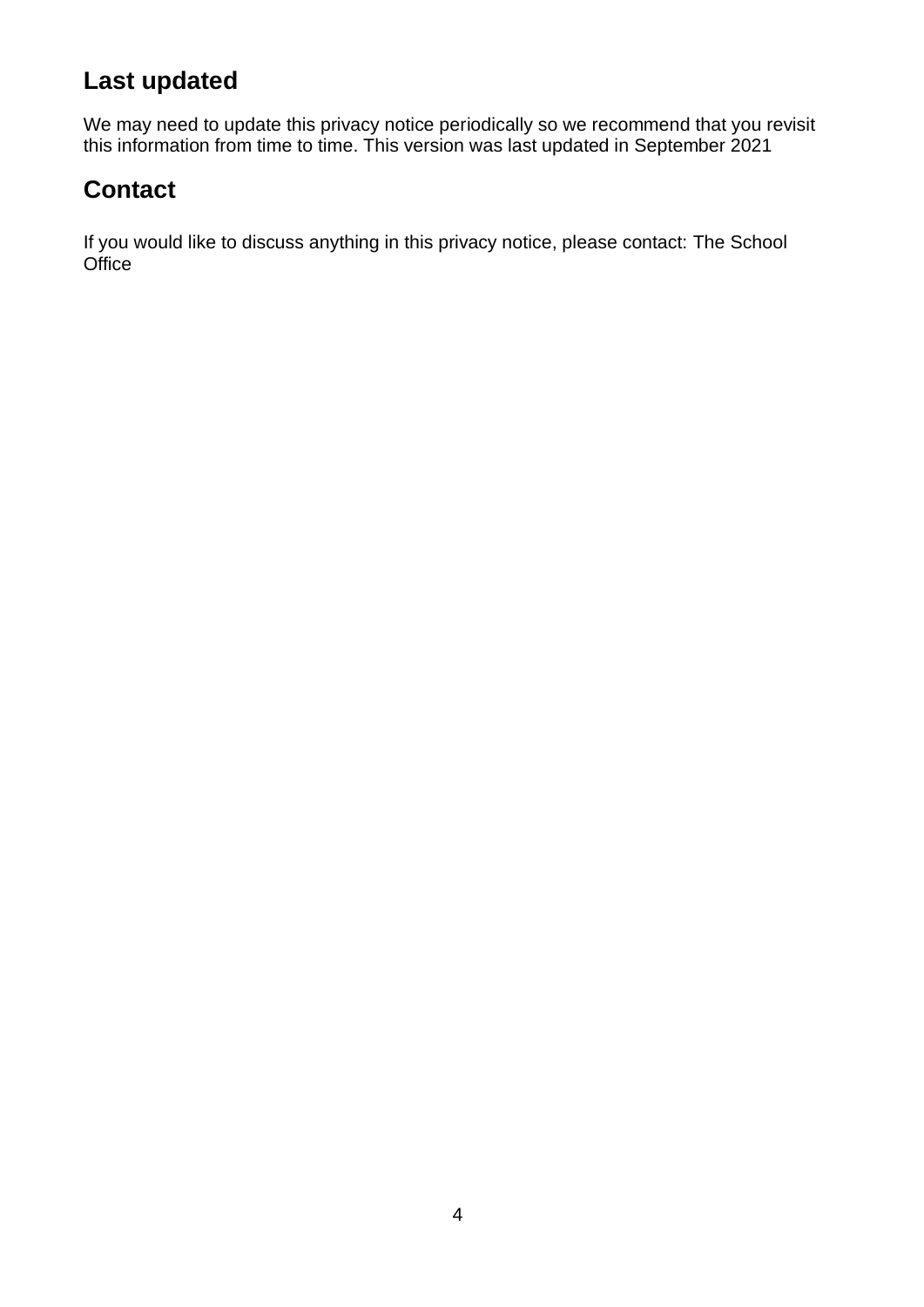## Last updated

We may need to update this privacy notice periodically so we recommend that you revisit this information from time to time. This version was last updated in September 2021

## Contact

If you would like to discuss anything in this privacy notice, please contact: The School Office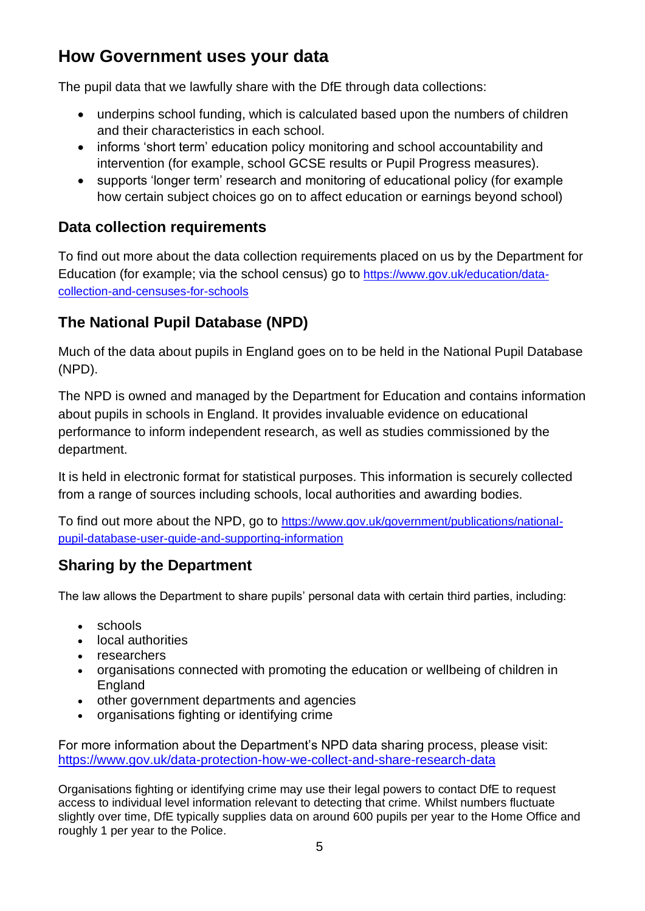## How Government uses your data

The pupil data that we lawfully share with the DfE through data collections:

- underpins school funding, which is calculated based upon the numbers of children and their characteristics in each school.
- informs 'short term' education policy monitoring and school accountability and intervention (for example, school GCSE results or Pupil Progress measures).
- supports 'longer term' research and monitoring of educational policy (for example how certain subject choices go on to affect education or earnings beyond school)

### Data collection requirements

To find out more about the data collection requirements placed on us by the Department for Education (for example; via the school census) go to https://www.gov.uk/education/data-collection-and-censuses-for-schools

### The National Pupil Database (NPD)

Much of the data about pupils in England goes on to be held in the National Pupil Database (NPD).

The NPD is owned and managed by the Department for Education and contains information about pupils in schools in England. It provides invaluable evidence on educational performance to inform independent research, as well as studies commissioned by the department.

It is held in electronic format for statistical purposes. This information is securely collected from a range of sources including schools, local authorities and awarding bodies.

To find out more about the NPD, go to https://www.gov.uk/government/publications/national-pupil-database-user-guide-and-supporting-information

### Sharing by the Department

The law allows the Department to share pupils' personal data with certain third parties, including:

- schools
- local authorities
- researchers
- organisations connected with promoting the education or wellbeing of children in England
- other government departments and agencies
- organisations fighting or identifying crime

For more information about the Department's NPD data sharing process, please visit: https://www.gov.uk/data-protection-how-we-collect-and-share-research-data

Organisations fighting or identifying crime may use their legal powers to contact DfE to request access to individual level information relevant to detecting that crime. Whilst numbers fluctuate slightly over time, DfE typically supplies data on around 600 pupils per year to the Home Office and roughly 1 per year to the Police.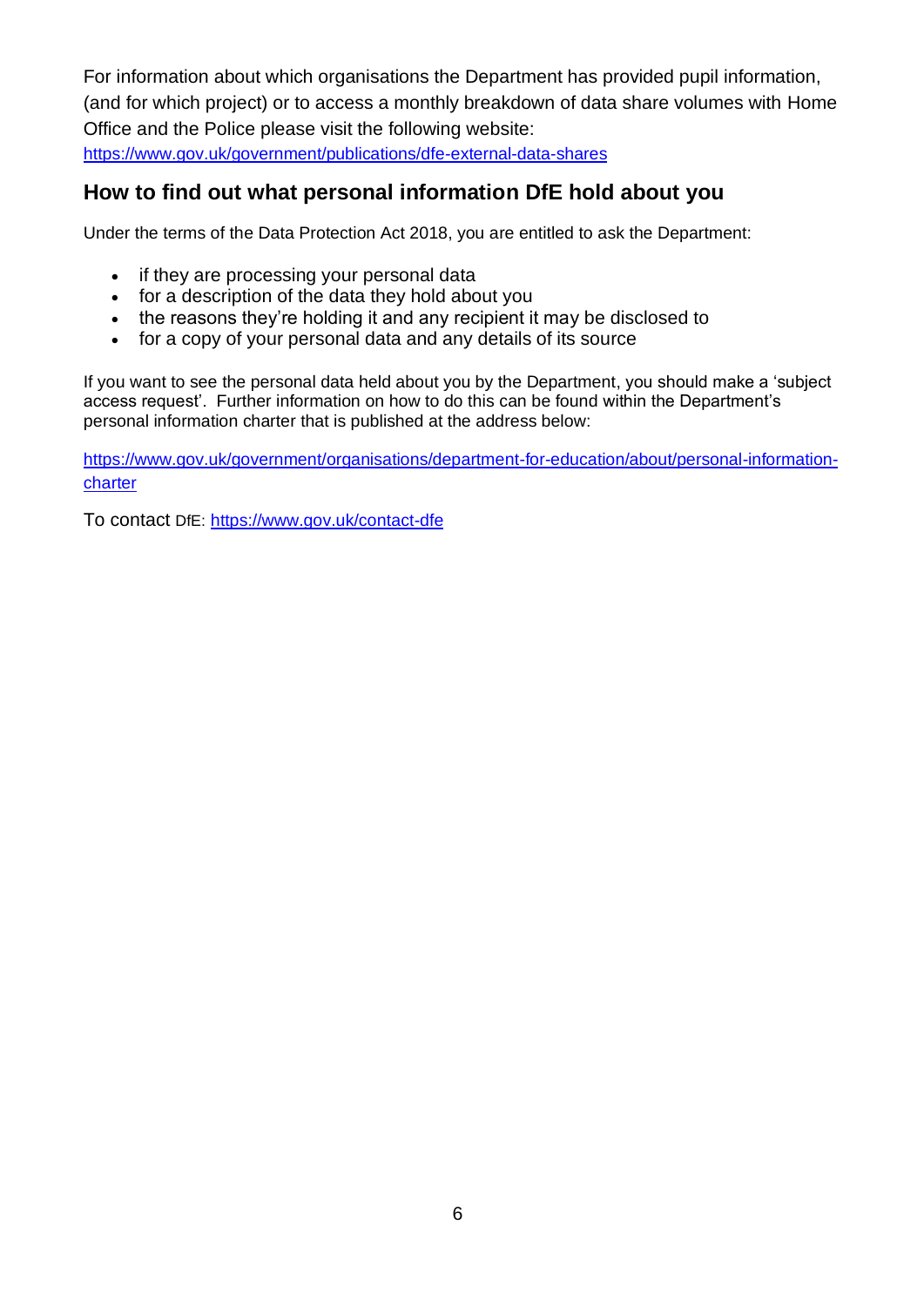For information about which organisations the Department has provided pupil information, (and for which project) or to access a monthly breakdown of data share volumes with Home Office and the Police please visit the following website: https://www.gov.uk/government/publications/dfe-external-data-shares

## How to find out what personal information DfE hold about you

Under the terms of the Data Protection Act 2018, you are entitled to ask the Department:

- if they are processing your personal data
- for a description of the data they hold about you
- the reasons they're holding it and any recipient it may be disclosed to
- for a copy of your personal data and any details of its source

If you want to see the personal data held about you by the Department, you should make a 'subject access request'. Further information on how to do this can be found within the Department's personal information charter that is published at the address below:

https://www.gov.uk/government/organisations/department-for-education/about/personal-information-charter

To contact DfE: https://www.gov.uk/contact-dfe